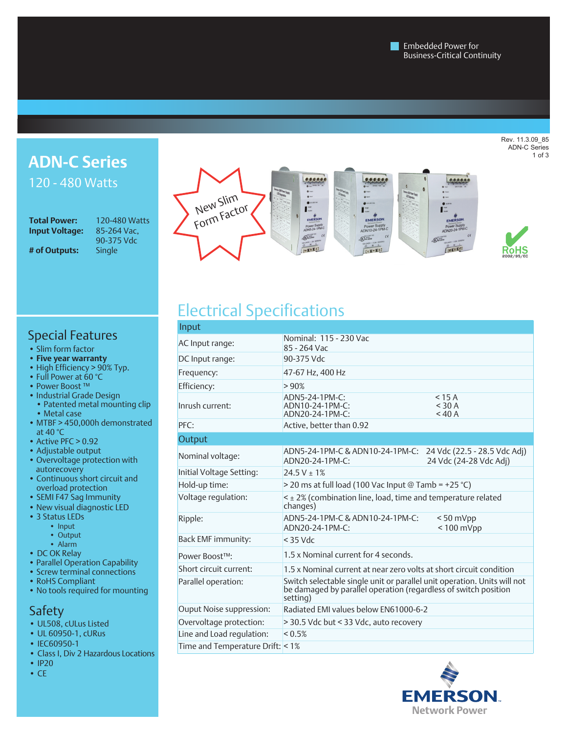Embedded Power for Business-Critical Continuity

Rev. 11.3.09_85
ADN-C Series

# ADN-C Series

## 120 - 480 Watts

| | |
|---|---|
| **Total Power:** | 120-480 Watts |
| **Input Voltage:** | 85-264 Vac, 90-375 Vdc |
| **# of Outputs:** | Single |

New Slim Form Factor

RoHS 2002/95/EC

## Special Features

- Slim form factor
- **Five year warranty**
- High Efficiency > 90% Typ.
- Full Power at 60 °C
- Power Boost ™
- Industrial Grade Design
  - Patented metal mounting clip
  - Metal case
- MTBF > 450,000h demonstrated at 40 °C
- Active PFC > 0.92
- Adjustable output
- Overvoltage protection with autorecovery
- Continuous short circuit and overload protection
- SEMI F47 Sag Immunity
- New visual diagnostic LED
- 3 Status LEDs
  - Input
  - Output
  - Alarm
- DC OK Relay
- Parallel Operation Capability
- Screw terminal connections
- RoHS Compliant
- No tools required for mounting

## Safety

- UL508, cULus Listed
- UL 60950-1, cURus
- IEC60950-1
- Class I, Div 2 Hazardous Locations
- IP20
- CE

## Electrical Specifications

| **Input** | | |
|---|---|---|
| AC Input range: | Nominal: 115 - 230 Vac<br>85 - 264 Vac | |
| DC Input range: | 90-375 Vdc | |
| Frequency: | 47-67 Hz, 400 Hz | |
| Efficiency: | > 90% | |
| Inrush current: | ADN5-24-1PM-C:<br>ADN10-24-1PM-C:<br>ADN20-24-1PM-C: | < 15 A<br>< 30 A<br>< 40 A |
| PFC: | Active, better than 0.92 | |
| **Output** | | |
| Nominal voltage: | ADN5-24-1PM-C & ADN10-24-1PM-C:<br>ADN20-24-1PM-C: | 24 Vdc (22.5 - 28.5 Vdc Adj)<br>24 Vdc (24-28 Vdc Adj) |
| Initial Voltage Setting: | 24.5 V ± 1% | |
| Hold-up time: | > 20 ms at full load (100 Vac Input @ Tamb = +25 °C) | |
| Voltage regulation: | < ± 2% (combination line, load, time and temperature related changes) | |
| Ripple: | ADN5-24-1PM-C & ADN10-24-1PM-C:<br>ADN20-24-1PM-C: | < 50 mVpp<br>< 100 mVpp |
| Back EMF immunity: | < 35 Vdc | |
| Power Boost™: | 1.5 x Nominal current for 4 seconds. | |
| Short circuit current: | 1.5 x Nominal current at near zero volts at short circuit condition | |
| Parallel operation: | Switch selectable single unit or parallel unit operation. Units will not be damaged by parallel operation (regardless of switch position setting) | |
| Ouput Noise suppression: | Radiated EMI values below EN61000-6-2 | |
| Overvoltage protection: | > 30.5 Vdc but < 33 Vdc, auto recovery | |
| Line and Load regulation: | < 0.5% | |
| Time and Temperature Drift: | < 1% | |

EMERSON™ Network Power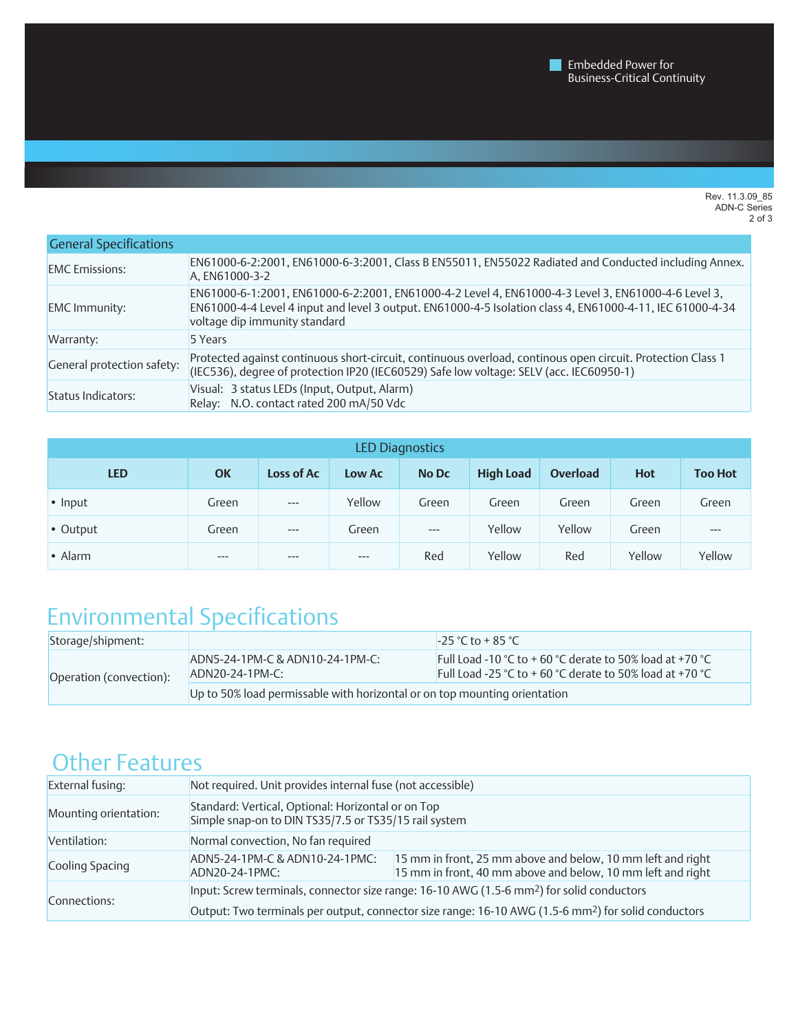Embedded Power for Business-Critical Continuity

| General Specifications | |
|---|---|
| EMC Emissions: | EN61000-6-2:2001, EN61000-6-3:2001, Class B EN55011, EN55022 Radiated and Conducted including Annex. A, EN61000-3-2 |
| EMC Immunity: | EN61000-6-1:2001, EN61000-6-2:2001, EN61000-4-2 Level 4, EN61000-4-3 Level 3, EN61000-4-6 Level 3, EN61000-4-4 Level 4 input and level 3 output. EN61000-4-5 Isolation class 4, EN61000-4-11, IEC 61000-4-34 voltage dip immunity standard |
| Warranty: | 5 Years |
| General protection safety: | Protected against continuous short-circuit, continuous overload, continous open circuit. Protection Class 1 (IEC536), degree of protection IP20 (IEC60529) Safe low voltage: SELV (acc. IEC60950-1) |
| Status Indicators: | Visual: 3 status LEDs (Input, Output, Alarm)<br>Relay: N.O. contact rated 200 mA/50 Vdc |

| LED Diagnostics | | | | | | | | |
|---|---|---|---|---|---|---|---|---|
| **LED** | **OK** | **Loss of Ac** | **Low Ac** | **No Dc** | **High Load** | **Overload** | **Hot** | **Too Hot** |
| • Input | Green | --- | Yellow | Green | Green | Green | Green | Green |
| • Output | Green | --- | Green | --- | Yellow | Yellow | Green | --- |
| • Alarm | --- | --- | --- | Red | Yellow | Red | Yellow | Yellow |

## Environmental Specifications

| | | |
|---|---|---|
| Storage/shipment: | | -25 °C to + 85 °C |
| Operation (convection): | ADN5-24-1PM-C & ADN10-24-1PM-C:<br>ADN20-24-1PM-C: | Full Load -10 °C to + 60 °C derate to 50% load at +70 °C<br>Full Load -25 °C to + 60 °C derate to 50% load at +70 °C |
| | Up to 50% load permissable with horizontal or on top mounting orientation | |

## Other Features

| | | |
|---|---|---|
| External fusing: | Not required. Unit provides internal fuse (not accessible) | |
| Mounting orientation: | Standard: Vertical, Optional: Horizontal or on Top<br>Simple snap-on to DIN TS35/7.5 or TS35/15 rail system | |
| Ventilation: | Normal convection, No fan required | |
| Cooling Spacing | ADN5-24-1PM-C & ADN10-24-1PMC:<br>ADN20-24-1PMC: | 15 mm in front, 25 mm above and below, 10 mm left and right<br>15 mm in front, 40 mm above and below, 10 mm left and right |
| Connections: | Input: Screw terminals, connector size range: 16-10 AWG (1.5-6 $mm^2$) for solid conductors<br>Output: Two terminals per output, connector size range: 16-10 AWG (1.5-6 $mm^2$) for solid conductors | |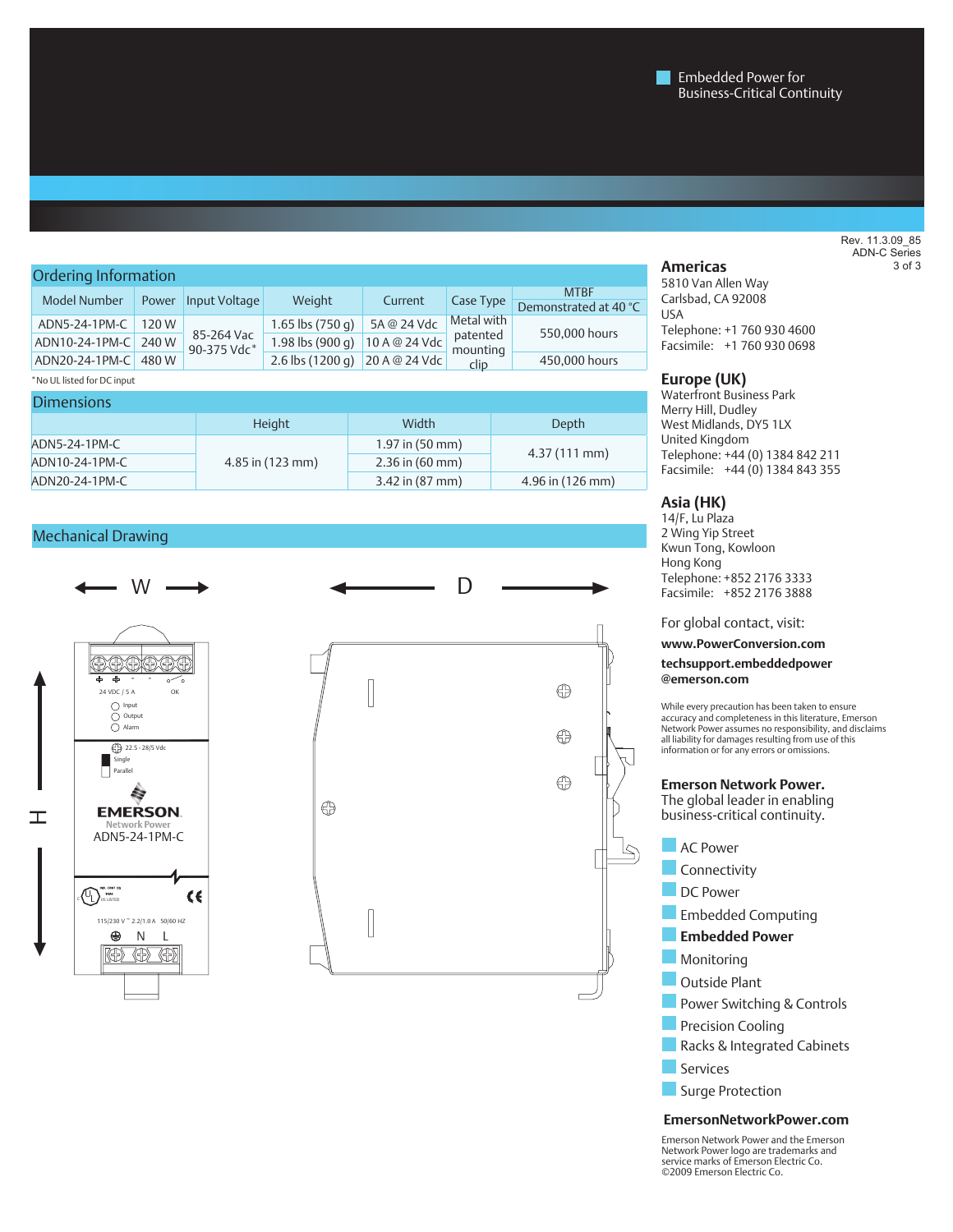Embedded Power for Business-Critical Continuity

Rev. 11.3.09_85
ADN-C Series

## Ordering Information

| Model Number | Power | Input Voltage | Weight | Current | Case Type | MTBF Demonstrated at 40 °C |
|---|---|---|---|---|---|---|
| ADN5-24-1PM-C | 120 W | 85-264 Vac 90-375 Vdc* | 1.65 lbs (750 g) | 5A @ 24 Vdc | Metal with patented mounting clip | 550,000 hours |
| ADN10-24-1PM-C | 240 W | | 1.98 lbs (900 g) | 10 A @ 24 Vdc | | 550,000 hours |
| ADN20-24-1PM-C | 480 W | | 2.6 lbs (1200 g) | 20 A @ 24 Vdc | | 450,000 hours |

*No UL listed for DC input

## Dimensions

| | Height | Width | Depth |
|---|---|---|---|
| ADN5-24-1PM-C | 4.85 in (123 mm) | 1.97 in (50 mm) | 4.37 (111 mm) |
| ADN10-24-1PM-C | | 2.36 in (60 mm) | |
| ADN20-24-1PM-C | | 3.42 in (87 mm) | 4.96 in (126 mm) |

## Mechanical Drawing

W — D — H

24 VDC / 5 A — OK
Input
Output
Alarm
22.5 - 28/5 Vdc
Single
Parallel
EMERSON Network Power
ADN5-24-1PM-C
115/230 V ~ 2.2/1.0 A 50/60 HZ
N L

### Americas
5810 Van Allen Way
Carlsbad, CA 92008
USA
Telephone: +1 760 930 4600
Facsimile: +1 760 930 0698

### Europe (UK)
Waterfront Business Park
Merry Hill, Dudley
West Midlands, DY5 1LX
United Kingdom
Telephone: +44 (0) 1384 842 211
Facsimile: +44 (0) 1384 843 355

### Asia (HK)
14/F, Lu Plaza
2 Wing Yip Street
Kwun Tong, Kowloon
Hong Kong
Telephone: +852 2176 3333
Facsimile: +852 2176 3888

For global contact, visit:

**www.PowerConversion.com**

**techsupport.embeddedpower@emerson.com**

While every precaution has been taken to ensure accuracy and completeness in this literature, Emerson Network Power assumes no responsibility, and disclaims all liability for damages resulting from use of this information or for any errors or omissions.

**Emerson Network Power.**
The global leader in enabling business-critical continuity.

- AC Power
- Connectivity
- DC Power
- Embedded Computing
- **Embedded Power**
- Monitoring
- Outside Plant
- Power Switching & Controls
- Precision Cooling
- Racks & Integrated Cabinets
- Services
- Surge Protection

**EmersonNetworkPower.com**

Emerson Network Power and the Emerson Network Power logo are trademarks and service marks of Emerson Electric Co.
©2009 Emerson Electric Co.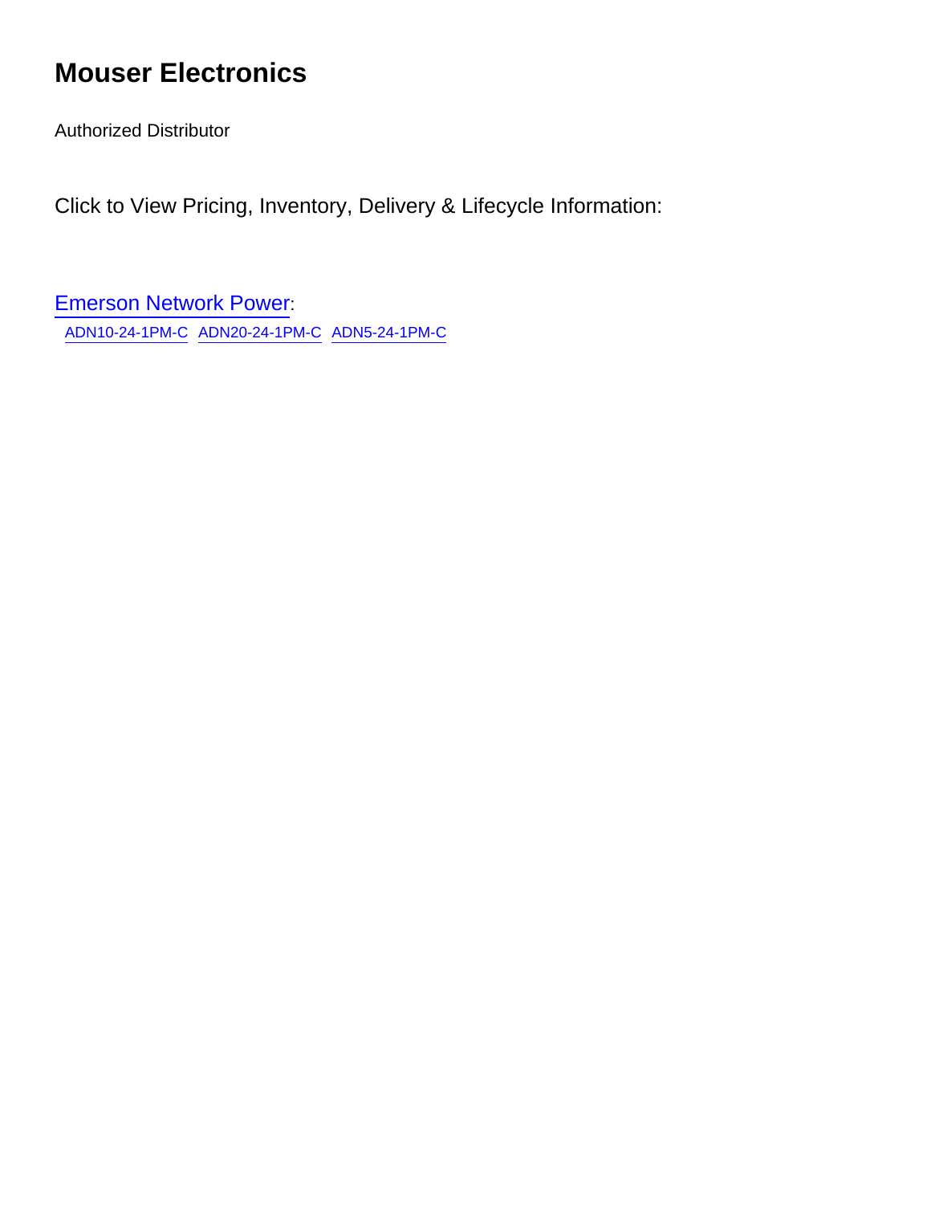# Mouser Electronics

Authorized Distributor

Click to View Pricing, Inventory, Delivery & Lifecycle Information:

Emerson Network Power:

ADN10-24-1PM-C ADN20-24-1PM-C ADN5-24-1PM-C